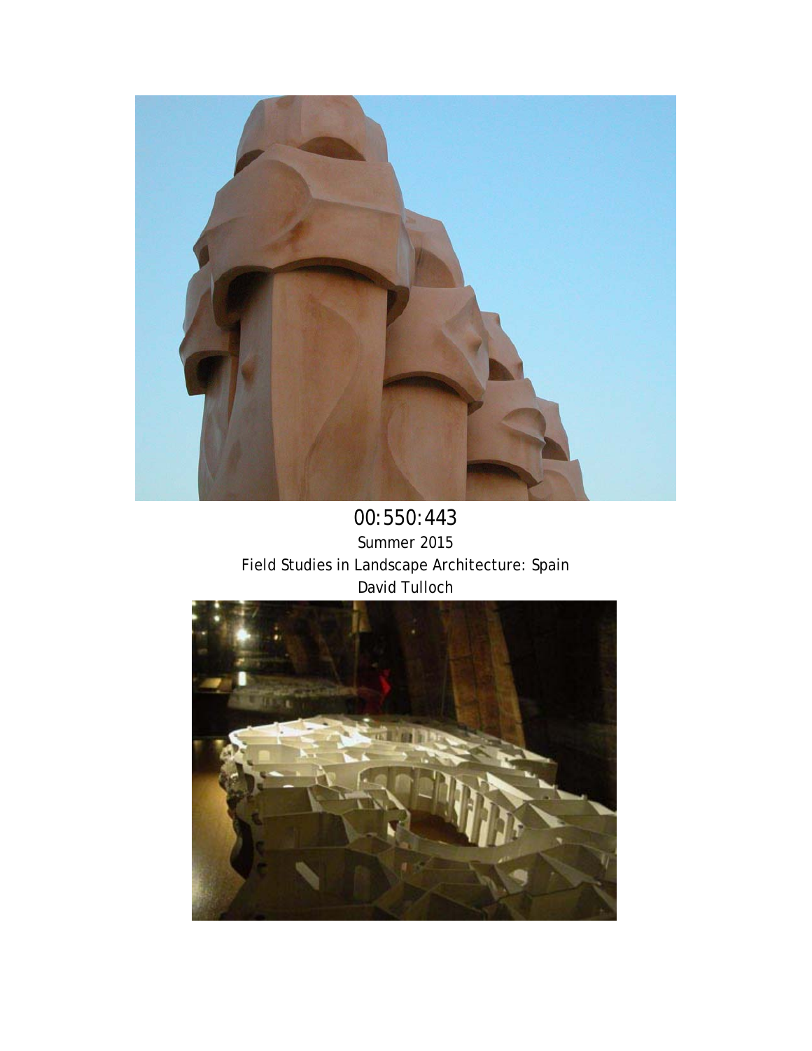00:550:443

Summer 2015

Field Studies in Landscape Architecture: Spain

David Tulloch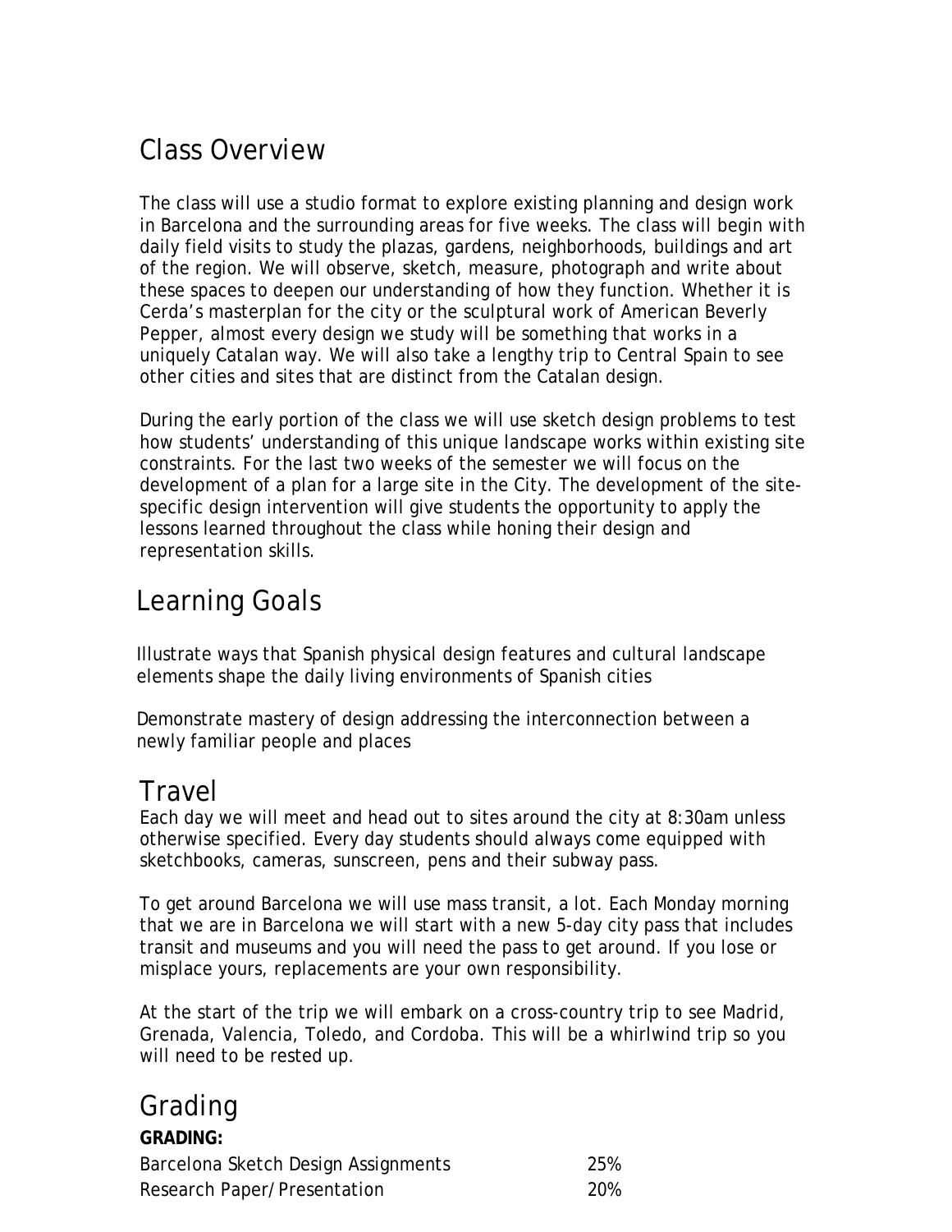## Class Overview

The class will use a studio format to explore existing planning and design work in Barcelona and the surrounding areas for five weeks. The class will begin with daily field visits to study the plazas, gardens, neighborhoods, buildings and art of the region. We will observe, sketch, measure, photograph and write about these spaces to deepen our understanding of how they function. Whether it is Cerda's masterplan for the city or the sculptural work of American Beverly Pepper, almost every design we study will be something that works in a uniquely Catalan way. We will also take a lengthy trip to Central Spain to see other cities and sites that are distinct from the Catalan design.

During the early portion of the class we will use sketch design problems to test how students' understanding of this unique landscape works within existing site constraints. For the last two weeks of the semester we will focus on the development of a plan for a large site in the City. The development of the site-specific design intervention will give students the opportunity to apply the lessons learned throughout the class while honing their design and representation skills.

## Learning Goals

Illustrate ways that Spanish physical design features and cultural landscape elements shape the daily living environments of Spanish cities

Demonstrate mastery of design addressing the interconnection between a newly familiar people and places

## Travel

Each day we will meet and head out to sites around the city at 8:30am unless otherwise specified. Every day students should always come equipped with sketchbooks, cameras, sunscreen, pens and their subway pass.

To get around Barcelona we will use mass transit, a lot. Each Monday morning that we are in Barcelona we will start with a new 5-day city pass that includes transit and museums and you will need the pass to get around. If you lose or misplace yours, replacements are your own responsibility.

At the start of the trip we will embark on a cross-country trip to see Madrid, Grenada, Valencia, Toledo, and Cordoba. This will be a whirlwind trip so you will need to be rested up.

## Grading

**GRADING:**

| | |
|---|---|
| Barcelona Sketch Design Assignments | 25% |
| Research Paper/Presentation | 20% |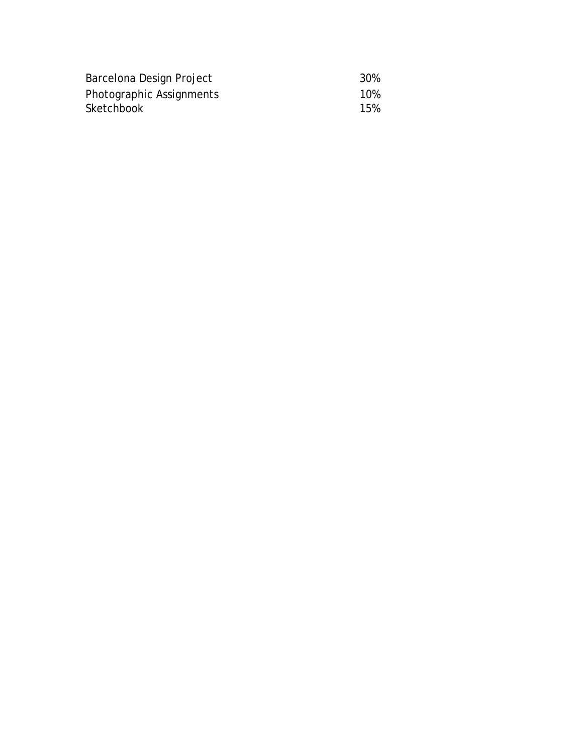| | |
|---|---|
| Barcelona Design Project | 30% |
| Photographic Assignments | 10% |
| Sketchbook | 15% |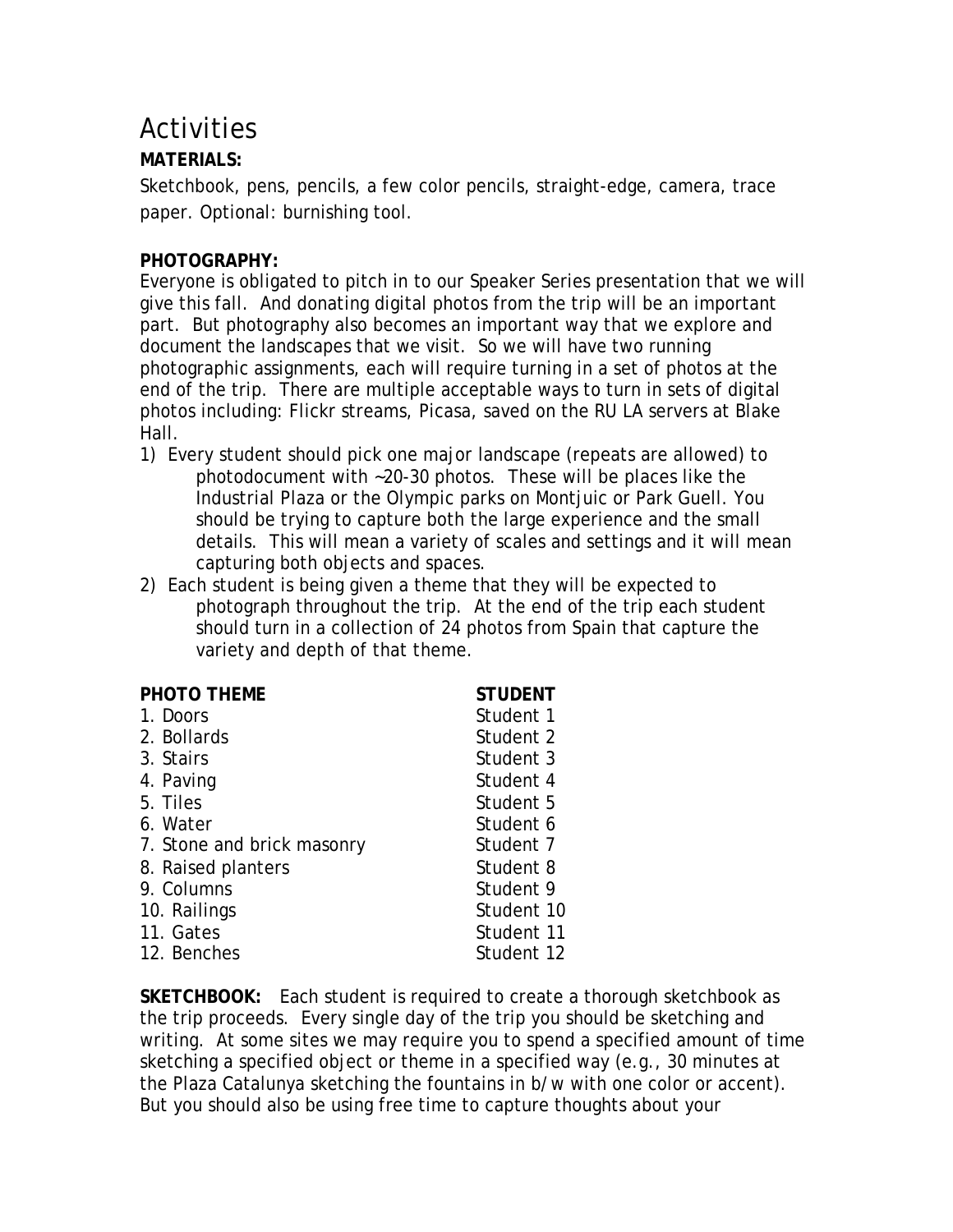# Activities

**MATERIALS:**

Sketchbook, pens, pencils, a few color pencils, straight-edge, camera, trace paper. Optional: burnishing tool.

**PHOTOGRAPHY:**

Everyone is obligated to pitch in to our Speaker Series presentation that we will give this fall. And donating digital photos from the trip will be an important part. But photography also becomes an important way that we explore and document the landscapes that we visit. So we will have two running photographic assignments, each will require turning in a set of photos at the end of the trip. There are multiple acceptable ways to turn in sets of digital photos including: Flickr streams, Picasa, saved on the RU LA servers at Blake Hall.

1) Every student should pick one major landscape (repeats are allowed) to photodocument with ~20-30 photos. These will be places like the Industrial Plaza or the Olympic parks on Montjuic or Park Guell. You should be trying to capture both the large experience and the small details. This will mean a variety of scales and settings and it will mean capturing both objects and spaces.
2) Each student is being given a theme that they will be expected to photograph throughout the trip. At the end of the trip each student should turn in a collection of 24 photos from Spain that capture the variety and depth of that theme.

| PHOTO THEME | STUDENT |
|---|---|
| 1. Doors | Student 1 |
| 2. Bollards | Student 2 |
| 3. Stairs | Student 3 |
| 4. Paving | Student 4 |
| 5. Tiles | Student 5 |
| 6. Water | Student 6 |
| 7. Stone and brick masonry | Student 7 |
| 8. Raised planters | Student 8 |
| 9. Columns | Student 9 |
| 10. Railings | Student 10 |
| 11. Gates | Student 11 |
| 12. Benches | Student 12 |

**SKETCHBOOK:** Each student is required to create a thorough sketchbook as the trip proceeds. Every single day of the trip you should be sketching and writing. At some sites we may require you to spend a specified amount of time sketching a specified object or theme in a specified way (e.g., 30 minutes at the Plaza Catalunya sketching the fountains in b/w with one color or accent). But you should also be using free time to capture thoughts about your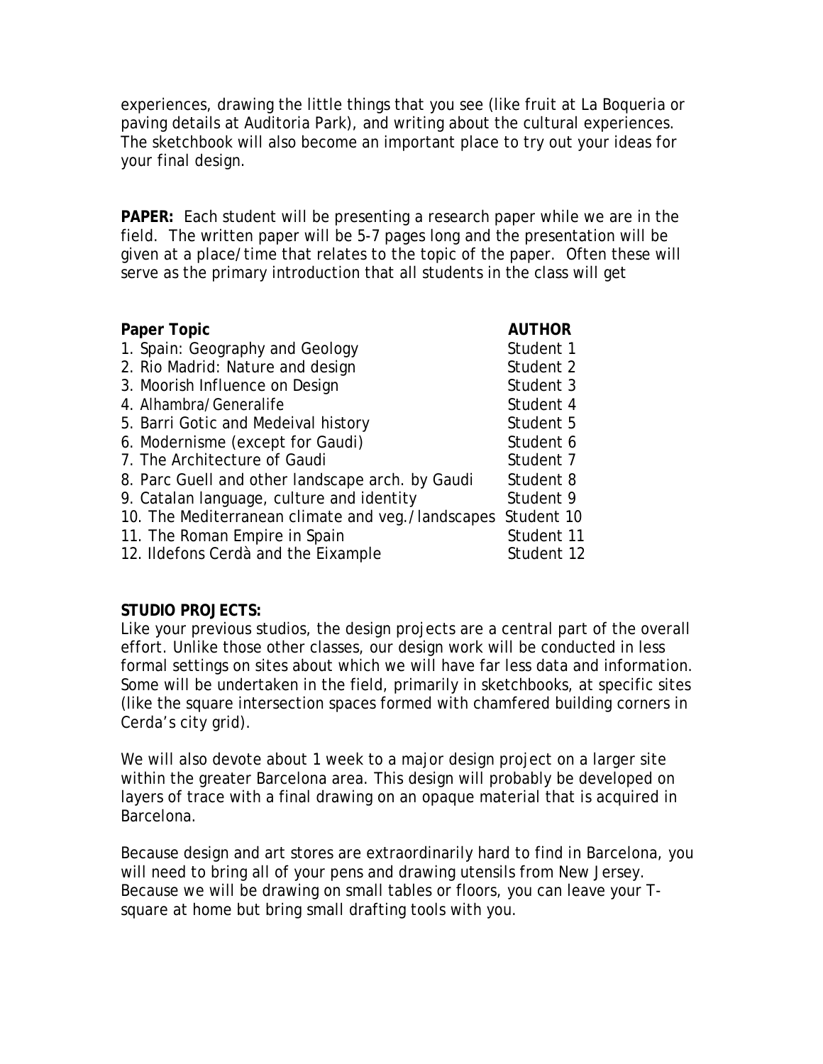experiences, drawing the little things that you see (like fruit at La Boqueria or paving details at Auditoria Park), and writing about the cultural experiences. The sketchbook will also become an important place to try out your ideas for your final design.

**PAPER:** Each student will be presenting a research paper while we are in the field. The written paper will be 5-7 pages long and the presentation will be given at a place/time that relates to the topic of the paper. Often these will serve as the primary introduction that all students in the class will get

| Paper Topic | AUTHOR |
|---|---|
| 1. Spain: Geography and Geology | Student 1 |
| 2. Rio Madrid: Nature and design | Student 2 |
| 3. Moorish Influence on Design | Student 3 |
| 4. Alhambra/Generalife | Student 4 |
| 5. Barri Gotic and Medeival history | Student 5 |
| 6. Modernisme (except for Gaudi) | Student 6 |
| 7. The Architecture of Gaudi | Student 7 |
| 8. Parc Guell and other landscape arch. by Gaudi | Student 8 |
| 9. Catalan language, culture and identity | Student 9 |
| 10. The Mediterranean climate and veg./landscapes | Student 10 |
| 11. The Roman Empire in Spain | Student 11 |
| 12. Ildefons Cerdà and the Eixample | Student 12 |

**STUDIO PROJECTS:**

Like your previous studios, the design projects are a central part of the overall effort. Unlike those other classes, our design work will be conducted in less formal settings on sites about which we will have far less data and information. Some will be undertaken in the field, primarily in sketchbooks, at specific sites (like the square intersection spaces formed with chamfered building corners in Cerda's city grid).

We will also devote about 1 week to a major design project on a larger site within the greater Barcelona area. This design will probably be developed on layers of trace with a final drawing on an opaque material that is acquired in Barcelona.

Because design and art stores are extraordinarily hard to find in Barcelona, you will need to bring all of your pens and drawing utensils from New Jersey. Because we will be drawing on small tables or floors, you can leave your T-square at home but bring small drafting tools with you.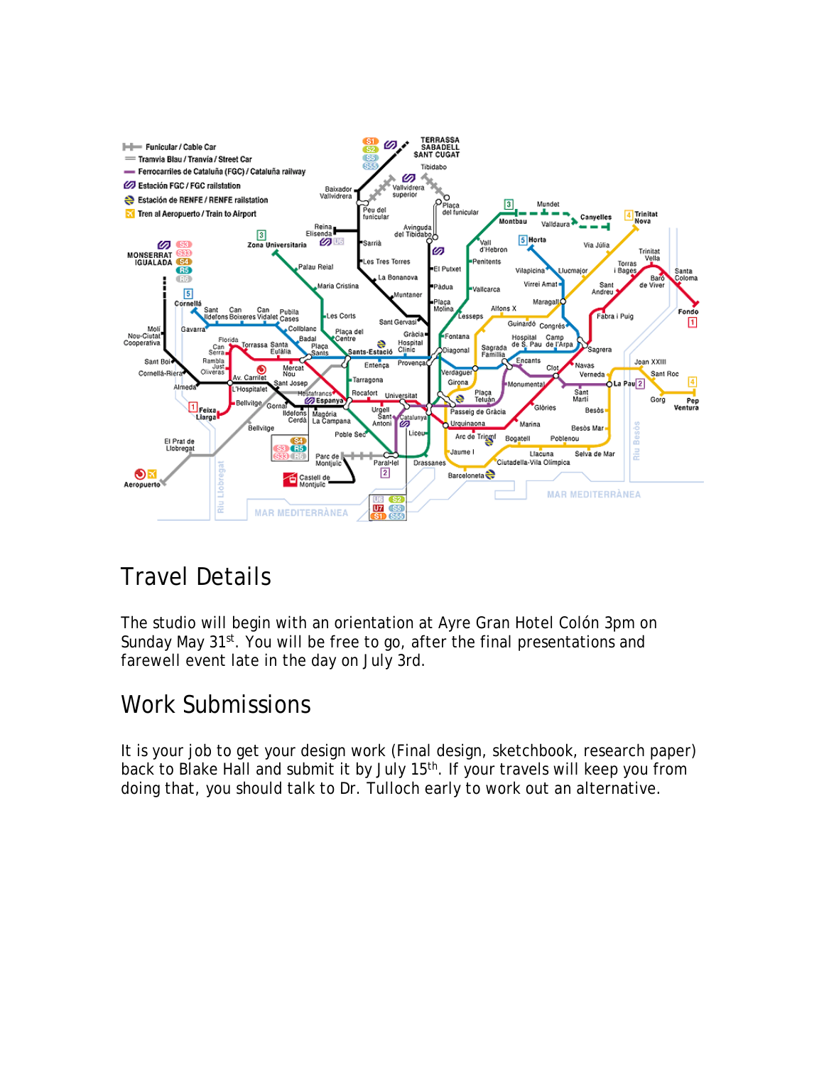## Travel Details

The studio will begin with an orientation at Ayre Gran Hotel Colón 3pm on Sunday May 31st. You will be free to go, after the final presentations and farewell event late in the day on July 3rd.

## Work Submissions

It is your job to get your design work (Final design, sketchbook, research paper) back to Blake Hall and submit it by July 15th. If your travels will keep you from doing that, you should talk to Dr. Tulloch early to work out an alternative.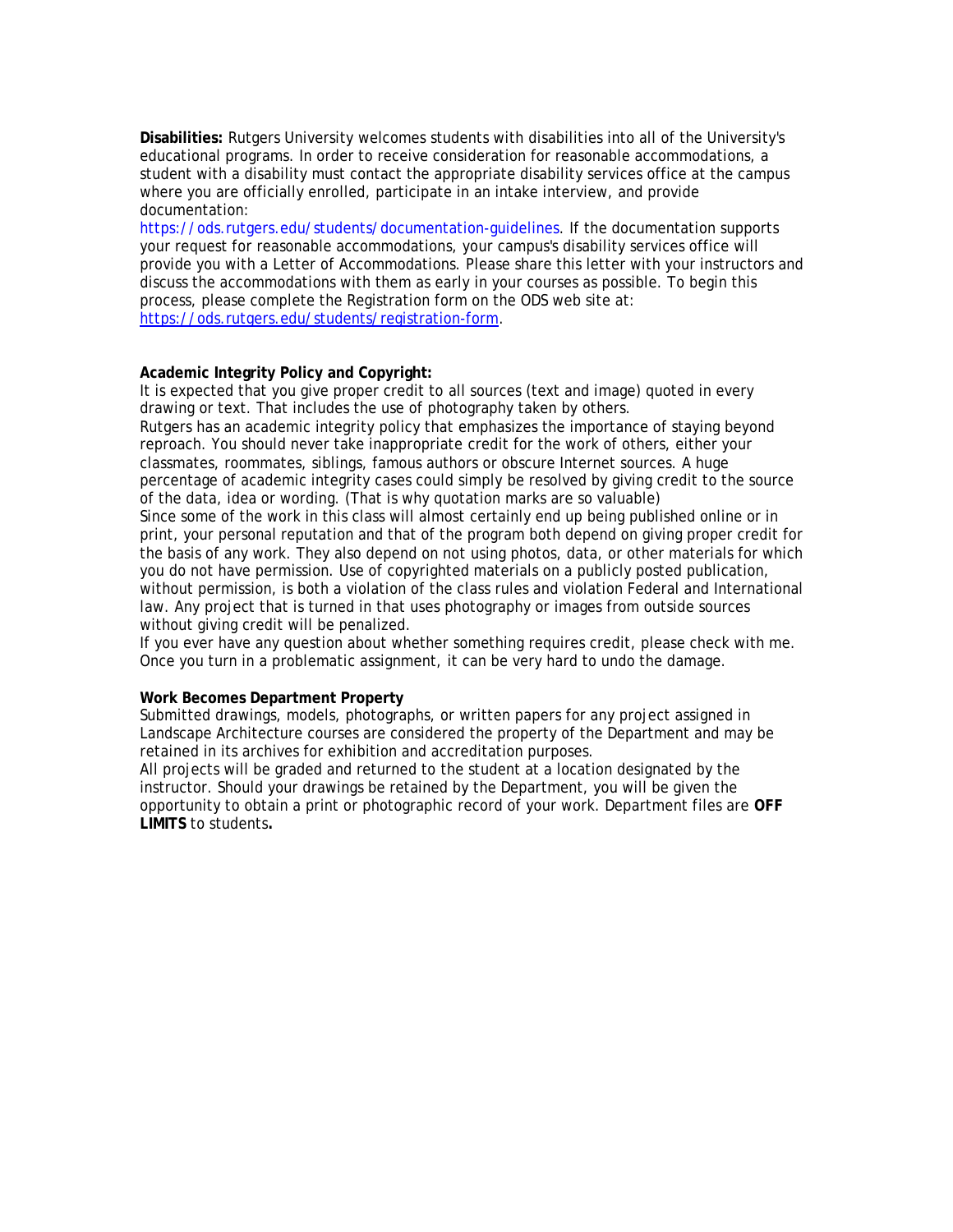**Disabilities:** Rutgers University welcomes students with disabilities into all of the University's educational programs. In order to receive consideration for reasonable accommodations, a student with a disability must contact the appropriate disability services office at the campus where you are officially enrolled, participate in an intake interview, and provide documentation:
https://ods.rutgers.edu/students/documentation-guidelines. If the documentation supports your request for reasonable accommodations, your campus's disability services office will provide you with a Letter of Accommodations. Please share this letter with your instructors and discuss the accommodations with them as early in your courses as possible. To begin this process, please complete the Registration form on the ODS web site at:
https://ods.rutgers.edu/students/registration-form.

**Academic Integrity Policy and Copyright:**
It is expected that you give proper credit to all sources (text and image) quoted in every drawing or text. That includes the use of photography taken by others.
Rutgers has an academic integrity policy that emphasizes the importance of staying beyond reproach. You should never take inappropriate credit for the work of others, either your classmates, roommates, siblings, famous authors or obscure Internet sources. A huge percentage of academic integrity cases could simply be resolved by giving credit to the source of the data, idea or wording. (That is why quotation marks are so valuable)
Since some of the work in this class will almost certainly end up being published online or in print, your personal reputation and that of the program both depend on giving proper credit for the basis of any work. They also depend on not using photos, data, or other materials for which you do not have permission. Use of copyrighted materials on a publicly posted publication, without permission, is both a violation of the class rules and violation Federal and International law. Any project that is turned in that uses photography or images from outside sources without giving credit will be penalized.
If you ever have any question about whether something requires credit, please check with me. Once you turn in a problematic assignment, it can be very hard to undo the damage.

**Work Becomes Department Property**
Submitted drawings, models, photographs, or written papers for any project assigned in Landscape Architecture courses are considered the property of the Department and may be retained in its archives for exhibition and accreditation purposes.
All projects will be graded and returned to the student at a location designated by the instructor. Should your drawings be retained by the Department, you will be given the opportunity to obtain a print or photographic record of your work. Department files are **OFF LIMITS** to students**.**